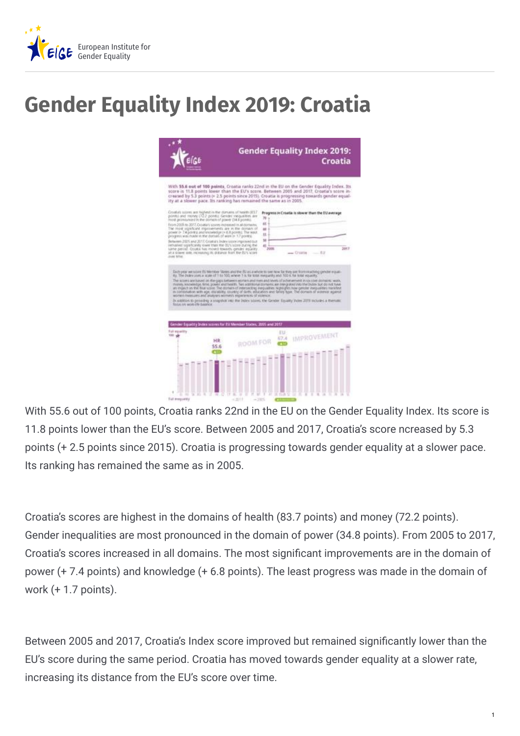# Gender Equality Index 2019: Croatia

With 55.6 out of 100 points, Croatia ranks 22nd in the EU on the Gender Equality Index. Its score is 11.8 points lower than the EU's score. Between 2005 and 2017, Croatia's score ncreased by 5.3 points (+ 2.5 points since 2015). Croatia is progressing towards gender equality at a slower pace. Its ranking has remained the same as in 2005.

Croatia's scores are highest in the domains of health (83.7 points) and money (72.2 points). Gender inequalities are most pronounced in the domain of power (34.8 points). From 2005 to 2017, Croatia's scores increased in all domains. The most significant improvements are in the domain of power (+ 7.4 points) and knowledge (+ 6.8 points). The least progress was made in the domain of work (+ 1.7 points).

Between 2005 and 2017, Croatia's Index score improved but remained significantly lower than the EU's score during the same period. Croatia has moved towards gender equality at a slower rate, increasing its distance from the EU's score over time.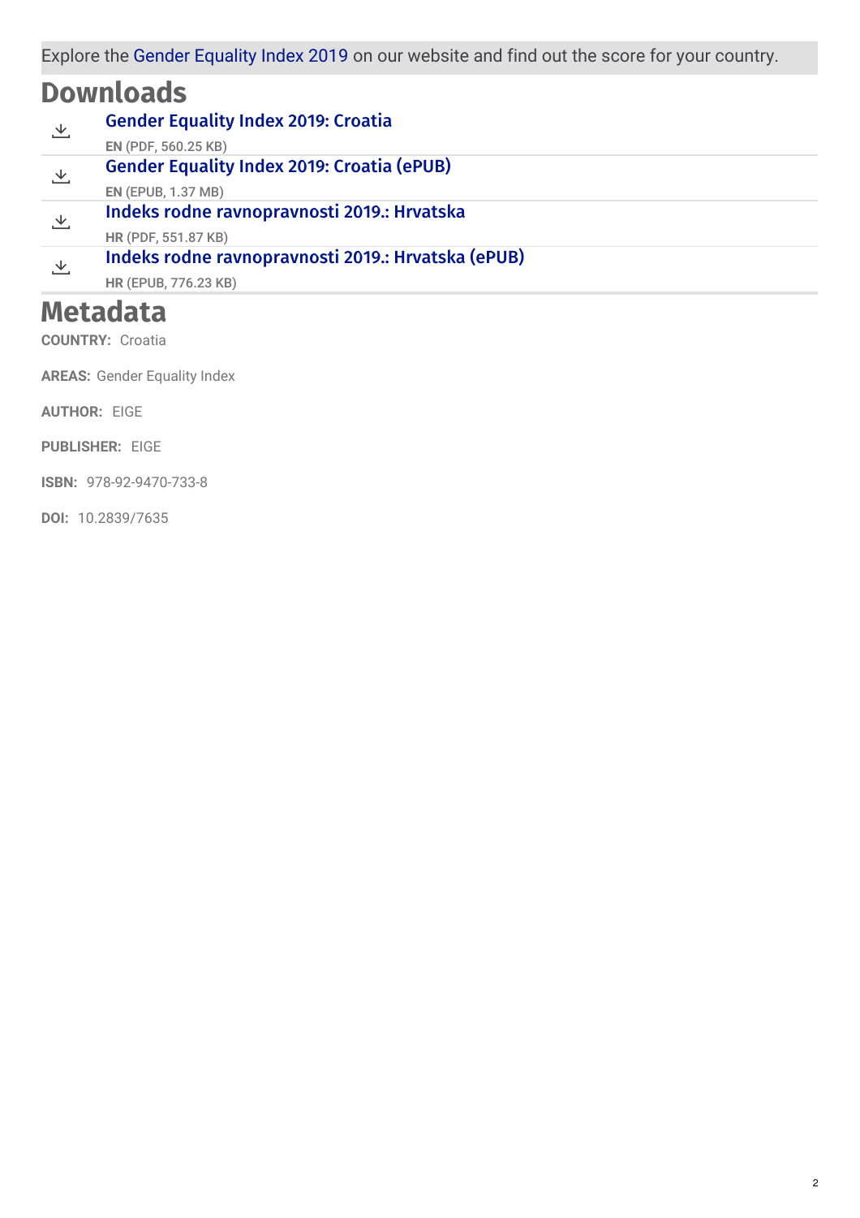Explore the Gender Equality Index 2019 on our website and find out the score for your country.

## Downloads

- **Gender Equality Index 2019: Croatia**
  EN (PDF, 560.25 KB)
- **Gender Equality Index 2019: Croatia (ePUB)**
  EN (EPUB, 1.37 MB)
- **Indeks rodne ravnopravnosti 2019.: Hrvatska**
  HR (PDF, 551.87 KB)
- **Indeks rodne ravnopravnosti 2019.: Hrvatska (ePUB)**
  HR (EPUB, 776.23 KB)

## Metadata

**COUNTRY:** Croatia

**AREAS:** Gender Equality Index

**AUTHOR:** EIGE

**PUBLISHER:** EIGE

**ISBN:** 978-92-9470-733-8

**DOI:** 10.2839/7635